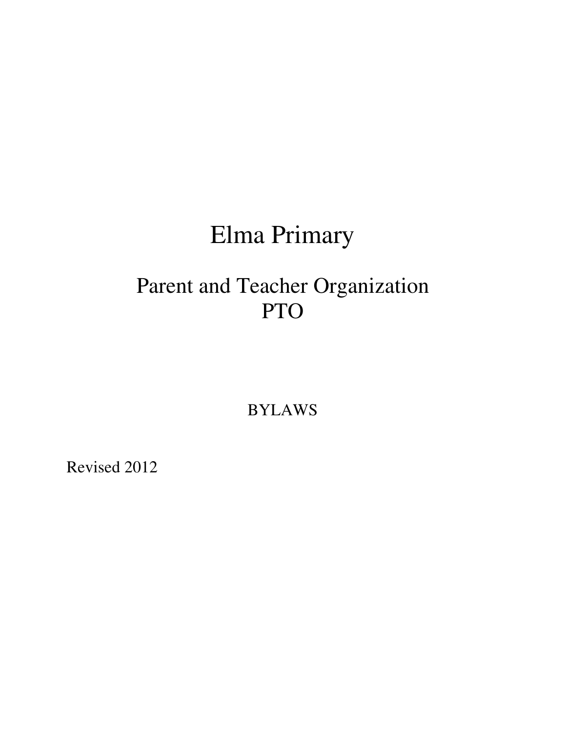# Elma Primary

## Parent and Teacher Organization
## PTO

BYLAWS

Revised 2012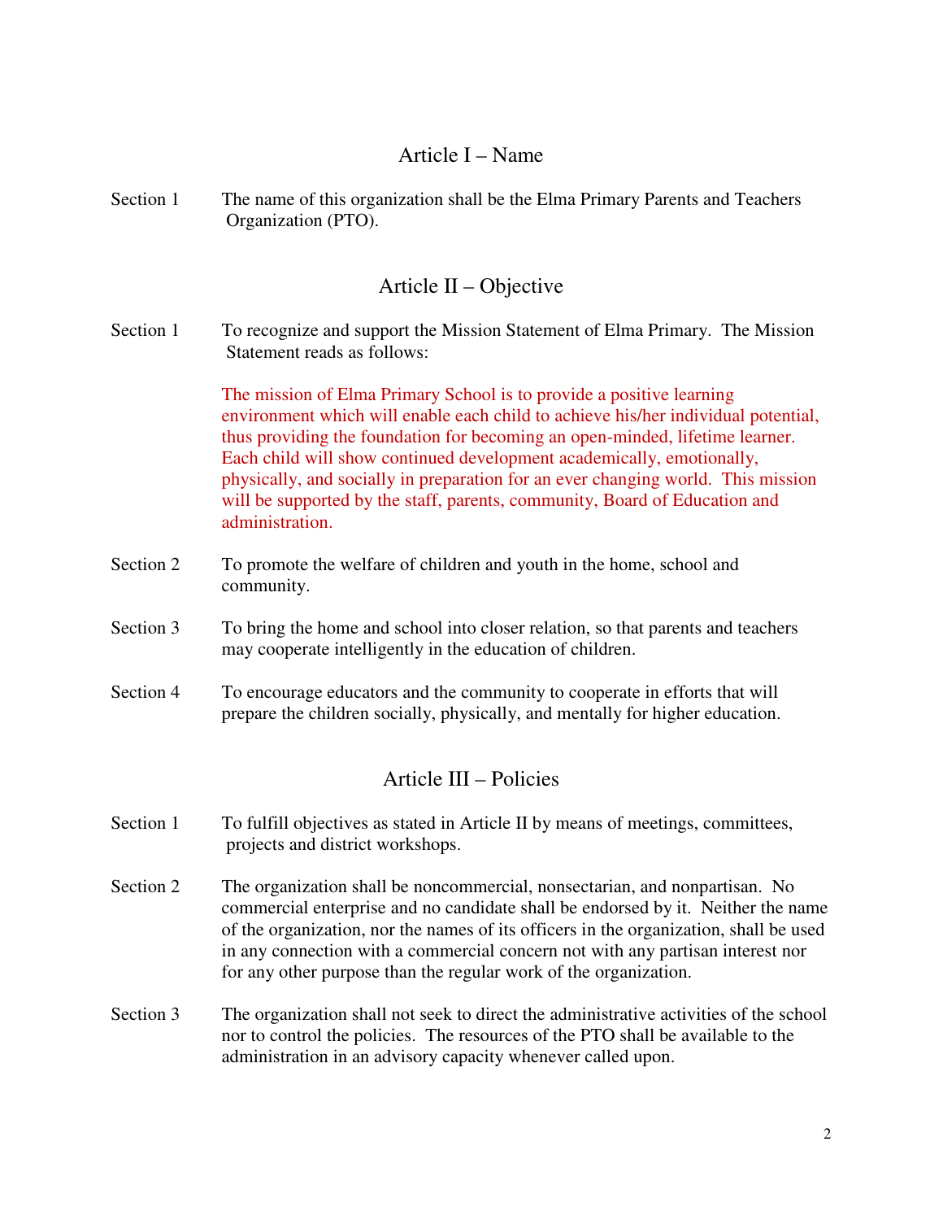## Article I – Name

Section 1 The name of this organization shall be the Elma Primary Parents and Teachers Organization (PTO).

## Article II – Objective

Section 1 To recognize and support the Mission Statement of Elma Primary. The Mission Statement reads as follows:

The mission of Elma Primary School is to provide a positive learning environment which will enable each child to achieve his/her individual potential, thus providing the foundation for becoming an open-minded, lifetime learner. Each child will show continued development academically, emotionally, physically, and socially in preparation for an ever changing world. This mission will be supported by the staff, parents, community, Board of Education and administration.

Section 2 To promote the welfare of children and youth in the home, school and community.

Section 3 To bring the home and school into closer relation, so that parents and teachers may cooperate intelligently in the education of children.

Section 4 To encourage educators and the community to cooperate in efforts that will prepare the children socially, physically, and mentally for higher education.

## Article III – Policies

Section 1 To fulfill objectives as stated in Article II by means of meetings, committees, projects and district workshops.

Section 2 The organization shall be noncommercial, nonsectarian, and nonpartisan. No commercial enterprise and no candidate shall be endorsed by it. Neither the name of the organization, nor the names of its officers in the organization, shall be used in any connection with a commercial concern not with any partisan interest nor for any other purpose than the regular work of the organization.

Section 3 The organization shall not seek to direct the administrative activities of the school nor to control the policies. The resources of the PTO shall be available to the administration in an advisory capacity whenever called upon.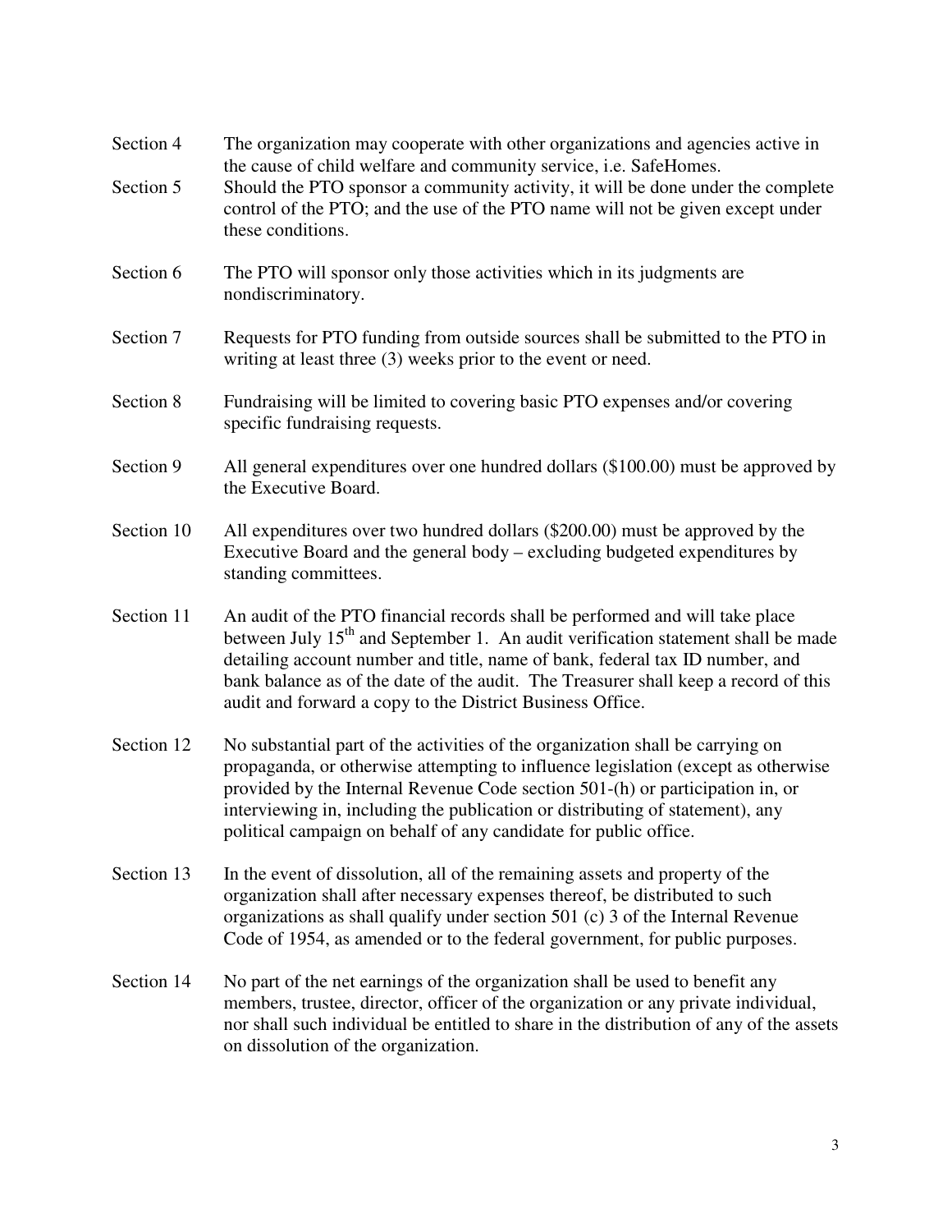Section 4 The organization may cooperate with other organizations and agencies active in the cause of child welfare and community service, i.e. SafeHomes.

Section 5 Should the PTO sponsor a community activity, it will be done under the complete control of the PTO; and the use of the PTO name will not be given except under these conditions.

Section 6 The PTO will sponsor only those activities which in its judgments are nondiscriminatory.

Section 7 Requests for PTO funding from outside sources shall be submitted to the PTO in writing at least three (3) weeks prior to the event or need.

Section 8 Fundraising will be limited to covering basic PTO expenses and/or covering specific fundraising requests.

Section 9 All general expenditures over one hundred dollars ($100.00) must be approved by the Executive Board.

Section 10 All expenditures over two hundred dollars ($200.00) must be approved by the Executive Board and the general body – excluding budgeted expenditures by standing committees.

Section 11 An audit of the PTO financial records shall be performed and will take place between July 15th and September 1. An audit verification statement shall be made detailing account number and title, name of bank, federal tax ID number, and bank balance as of the date of the audit. The Treasurer shall keep a record of this audit and forward a copy to the District Business Office.

Section 12 No substantial part of the activities of the organization shall be carrying on propaganda, or otherwise attempting to influence legislation (except as otherwise provided by the Internal Revenue Code section 501-(h) or participation in, or interviewing in, including the publication or distributing of statement), any political campaign on behalf of any candidate for public office.

Section 13 In the event of dissolution, all of the remaining assets and property of the organization shall after necessary expenses thereof, be distributed to such organizations as shall qualify under section 501 (c) 3 of the Internal Revenue Code of 1954, as amended or to the federal government, for public purposes.

Section 14 No part of the net earnings of the organization shall be used to benefit any members, trustee, director, officer of the organization or any private individual, nor shall such individual be entitled to share in the distribution of any of the assets on dissolution of the organization.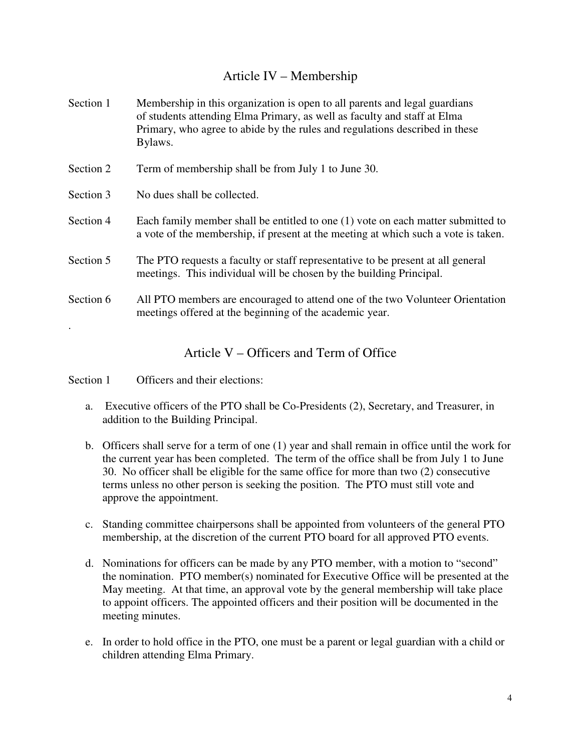## Article IV – Membership

Section 1 Membership in this organization is open to all parents and legal guardians of students attending Elma Primary, as well as faculty and staff at Elma Primary, who agree to abide by the rules and regulations described in these Bylaws.

Section 2 Term of membership shall be from July 1 to June 30.

Section 3 No dues shall be collected.

Section 4 Each family member shall be entitled to one (1) vote on each matter submitted to a vote of the membership, if present at the meeting at which such a vote is taken.

Section 5 The PTO requests a faculty or staff representative to be present at all general meetings. This individual will be chosen by the building Principal.

Section 6 All PTO members are encouraged to attend one of the two Volunteer Orientation meetings offered at the beginning of the academic year.

.

## Article V – Officers and Term of Office

Section 1 Officers and their elections:

a. Executive officers of the PTO shall be Co-Presidents (2), Secretary, and Treasurer, in addition to the Building Principal.

b. Officers shall serve for a term of one (1) year and shall remain in office until the work for the current year has been completed. The term of the office shall be from July 1 to June 30. No officer shall be eligible for the same office for more than two (2) consecutive terms unless no other person is seeking the position. The PTO must still vote and approve the appointment.

c. Standing committee chairpersons shall be appointed from volunteers of the general PTO membership, at the discretion of the current PTO board for all approved PTO events.

d. Nominations for officers can be made by any PTO member, with a motion to "second" the nomination. PTO member(s) nominated for Executive Office will be presented at the May meeting. At that time, an approval vote by the general membership will take place to appoint officers. The appointed officers and their position will be documented in the meeting minutes.

e. In order to hold office in the PTO, one must be a parent or legal guardian with a child or children attending Elma Primary.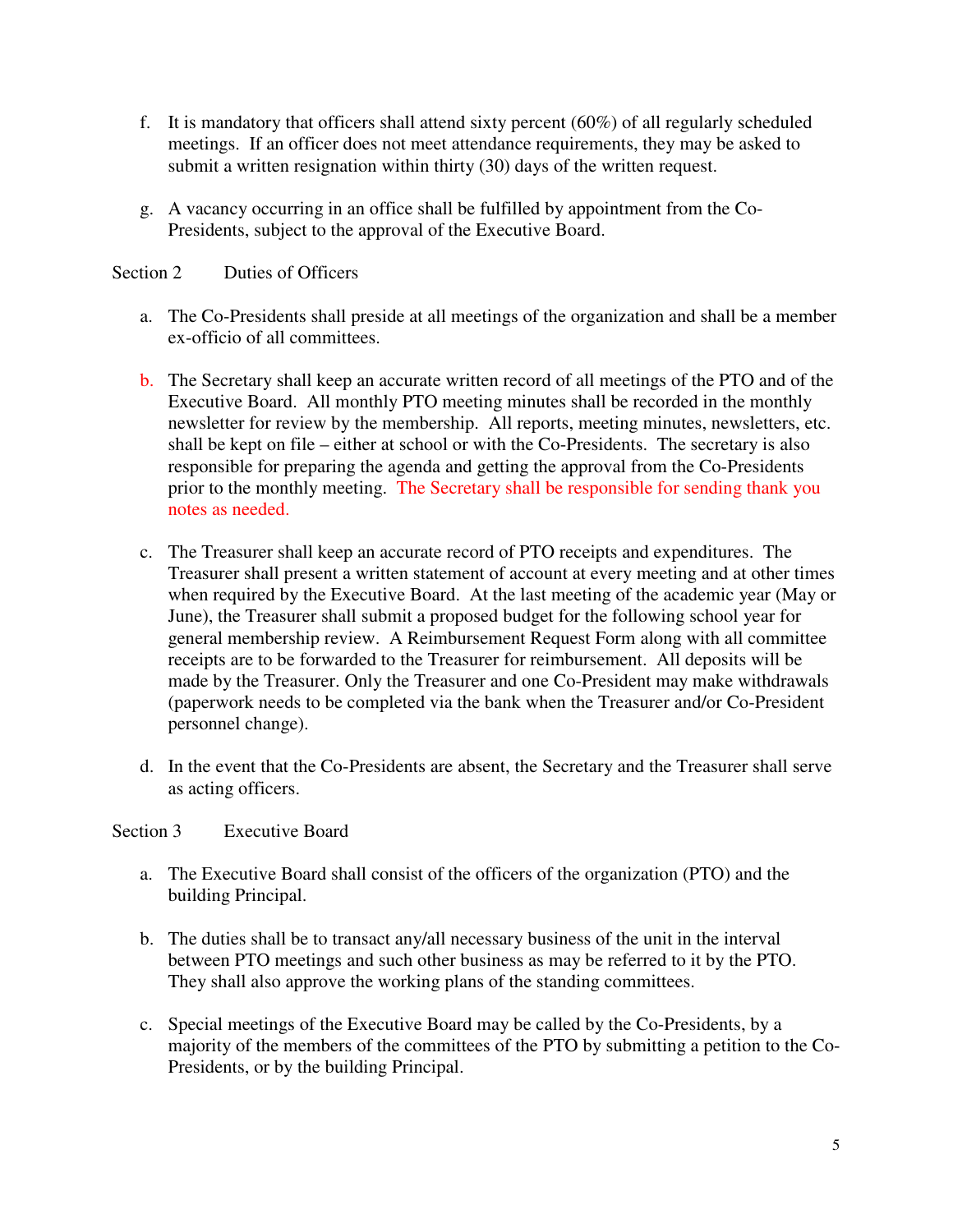f. It is mandatory that officers shall attend sixty percent (60%) of all regularly scheduled meetings. If an officer does not meet attendance requirements, they may be asked to submit a written resignation within thirty (30) days of the written request.

g. A vacancy occurring in an office shall be fulfilled by appointment from the Co-Presidents, subject to the approval of the Executive Board.

Section 2 Duties of Officers

a. The Co-Presidents shall preside at all meetings of the organization and shall be a member ex-officio of all committees.

b. The Secretary shall keep an accurate written record of all meetings of the PTO and of the Executive Board. All monthly PTO meeting minutes shall be recorded in the monthly newsletter for review by the membership. All reports, meeting minutes, newsletters, etc. shall be kept on file – either at school or with the Co-Presidents. The secretary is also responsible for preparing the agenda and getting the approval from the Co-Presidents prior to the monthly meeting. The Secretary shall be responsible for sending thank you notes as needed.

c. The Treasurer shall keep an accurate record of PTO receipts and expenditures. The Treasurer shall present a written statement of account at every meeting and at other times when required by the Executive Board. At the last meeting of the academic year (May or June), the Treasurer shall submit a proposed budget for the following school year for general membership review. A Reimbursement Request Form along with all committee receipts are to be forwarded to the Treasurer for reimbursement. All deposits will be made by the Treasurer. Only the Treasurer and one Co-President may make withdrawals (paperwork needs to be completed via the bank when the Treasurer and/or Co-President personnel change).

d. In the event that the Co-Presidents are absent, the Secretary and the Treasurer shall serve as acting officers.

Section 3 Executive Board

a. The Executive Board shall consist of the officers of the organization (PTO) and the building Principal.

b. The duties shall be to transact any/all necessary business of the unit in the interval between PTO meetings and such other business as may be referred to it by the PTO. They shall also approve the working plans of the standing committees.

c. Special meetings of the Executive Board may be called by the Co-Presidents, by a majority of the members of the committees of the PTO by submitting a petition to the Co-Presidents, or by the building Principal.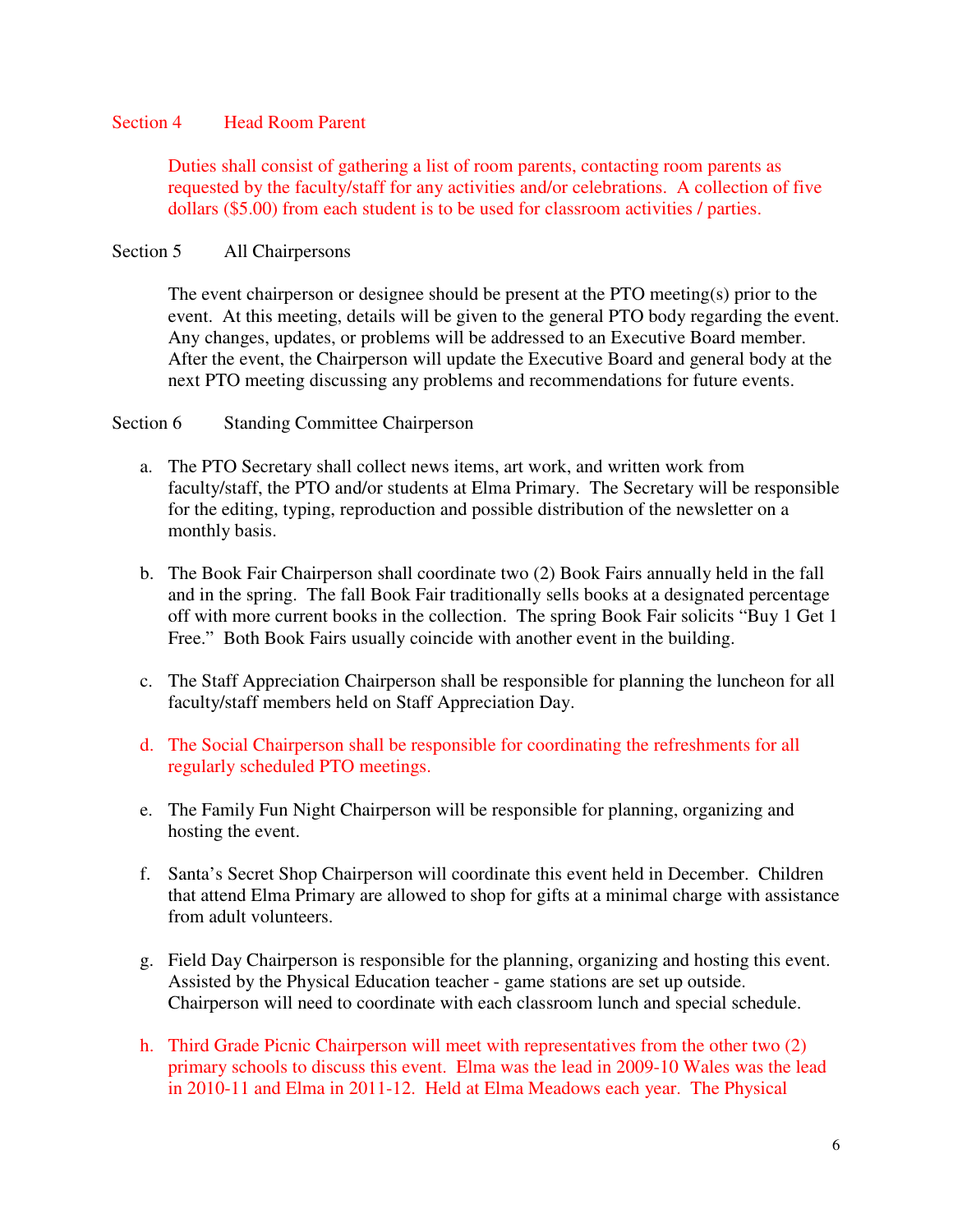Section 4 Head Room Parent

Duties shall consist of gathering a list of room parents, contacting room parents as requested by the faculty/staff for any activities and/or celebrations. A collection of five dollars ($5.00) from each student is to be used for classroom activities / parties.

Section 5 All Chairpersons

The event chairperson or designee should be present at the PTO meeting(s) prior to the event. At this meeting, details will be given to the general PTO body regarding the event. Any changes, updates, or problems will be addressed to an Executive Board member. After the event, the Chairperson will update the Executive Board and general body at the next PTO meeting discussing any problems and recommendations for future events.

Section 6 Standing Committee Chairperson

a. The PTO Secretary shall collect news items, art work, and written work from faculty/staff, the PTO and/or students at Elma Primary. The Secretary will be responsible for the editing, typing, reproduction and possible distribution of the newsletter on a monthly basis.

b. The Book Fair Chairperson shall coordinate two (2) Book Fairs annually held in the fall and in the spring. The fall Book Fair traditionally sells books at a designated percentage off with more current books in the collection. The spring Book Fair solicits "Buy 1 Get 1 Free." Both Book Fairs usually coincide with another event in the building.

c. The Staff Appreciation Chairperson shall be responsible for planning the luncheon for all faculty/staff members held on Staff Appreciation Day.

d. The Social Chairperson shall be responsible for coordinating the refreshments for all regularly scheduled PTO meetings.

e. The Family Fun Night Chairperson will be responsible for planning, organizing and hosting the event.

f. Santa's Secret Shop Chairperson will coordinate this event held in December. Children that attend Elma Primary are allowed to shop for gifts at a minimal charge with assistance from adult volunteers.

g. Field Day Chairperson is responsible for the planning, organizing and hosting this event. Assisted by the Physical Education teacher - game stations are set up outside. Chairperson will need to coordinate with each classroom lunch and special schedule.

h. Third Grade Picnic Chairperson will meet with representatives from the other two (2) primary schools to discuss this event. Elma was the lead in 2009-10 Wales was the lead in 2010-11 and Elma in 2011-12. Held at Elma Meadows each year. The Physical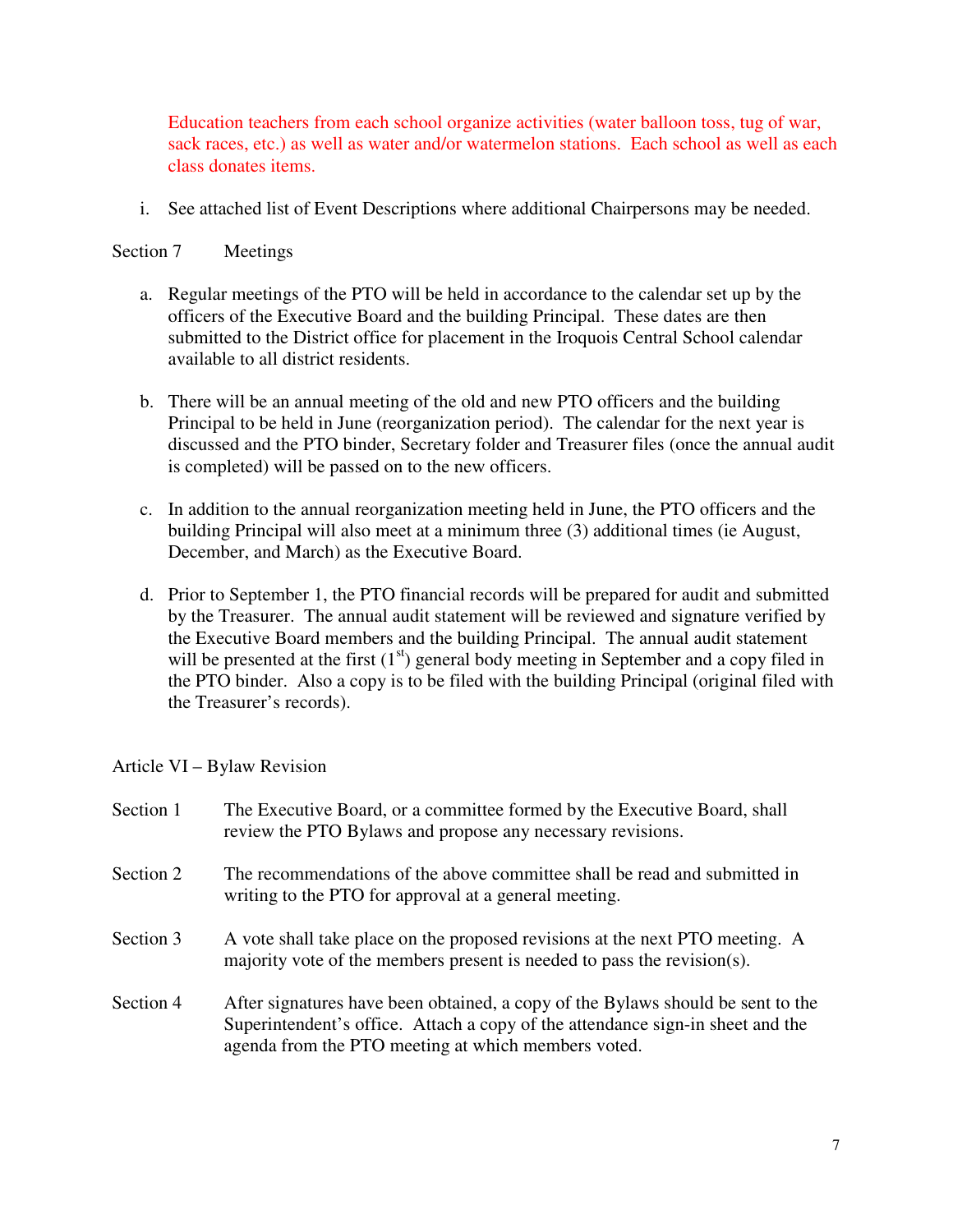Education teachers from each school organize activities (water balloon toss, tug of war, sack races, etc.) as well as water and/or watermelon stations. Each school as well as each class donates items.

i. See attached list of Event Descriptions where additional Chairpersons may be needed.

Section 7 Meetings

a. Regular meetings of the PTO will be held in accordance to the calendar set up by the officers of the Executive Board and the building Principal. These dates are then submitted to the District office for placement in the Iroquois Central School calendar available to all district residents.

b. There will be an annual meeting of the old and new PTO officers and the building Principal to be held in June (reorganization period). The calendar for the next year is discussed and the PTO binder, Secretary folder and Treasurer files (once the annual audit is completed) will be passed on to the new officers.

c. In addition to the annual reorganization meeting held in June, the PTO officers and the building Principal will also meet at a minimum three (3) additional times (ie August, December, and March) as the Executive Board.

d. Prior to September 1, the PTO financial records will be prepared for audit and submitted by the Treasurer. The annual audit statement will be reviewed and signature verified by the Executive Board members and the building Principal. The annual audit statement will be presented at the first (1st) general body meeting in September and a copy filed in the PTO binder. Also a copy is to be filed with the building Principal (original filed with the Treasurer's records).

## Article VI – Bylaw Revision

Section 1 The Executive Board, or a committee formed by the Executive Board, shall review the PTO Bylaws and propose any necessary revisions.

Section 2 The recommendations of the above committee shall be read and submitted in writing to the PTO for approval at a general meeting.

Section 3 A vote shall take place on the proposed revisions at the next PTO meeting. A majority vote of the members present is needed to pass the revision(s).

Section 4 After signatures have been obtained, a copy of the Bylaws should be sent to the Superintendent's office. Attach a copy of the attendance sign-in sheet and the agenda from the PTO meeting at which members voted.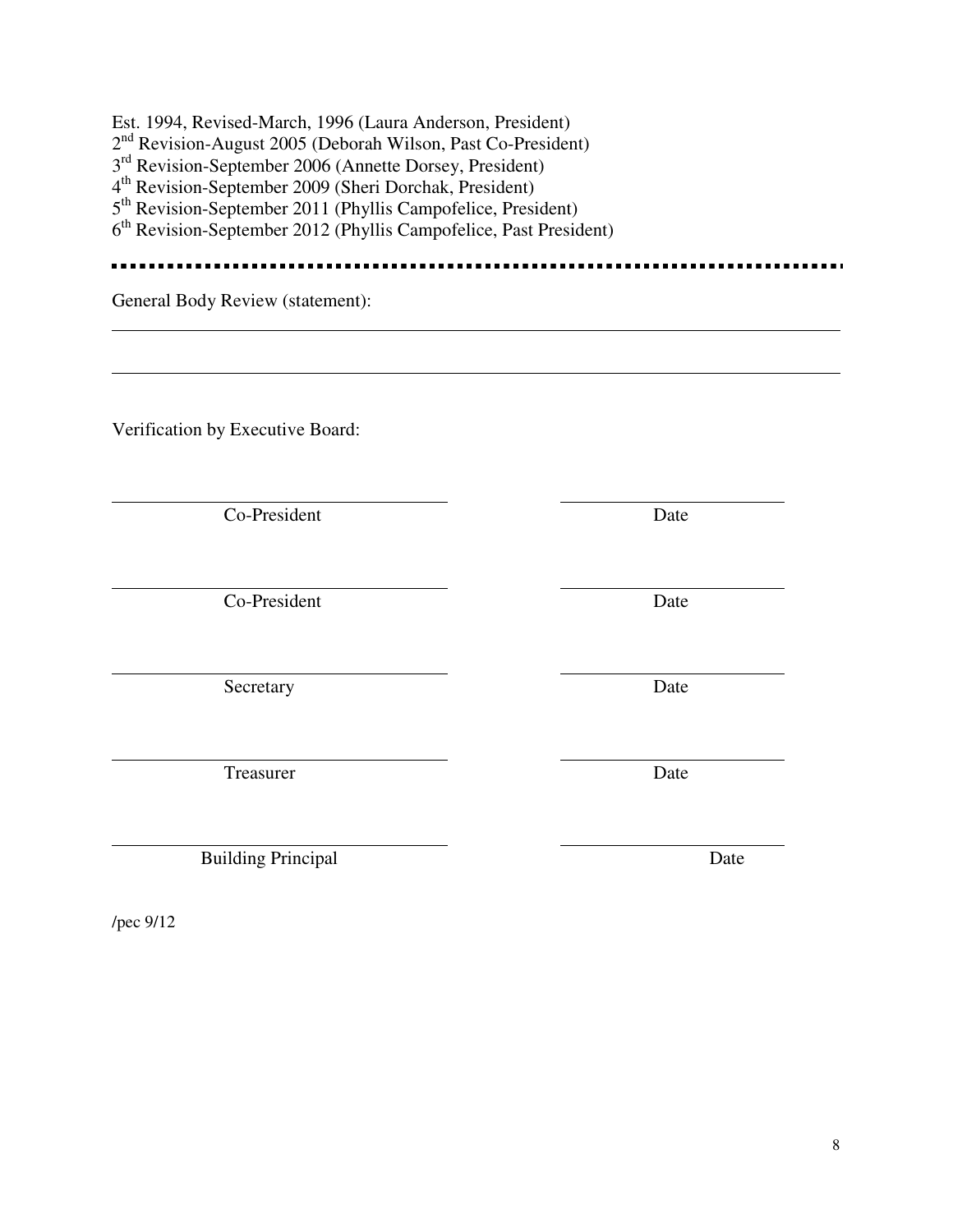Est. 1994, Revised-March, 1996 (Laura Anderson, President)
2nd Revision-August 2005 (Deborah Wilson, Past Co-President)
3rd Revision-September 2006 (Annette Dorsey, President)
4th Revision-September 2009 (Sheri Dorchak, President)
5th Revision-September 2011 (Phyllis Campofelice, President)
6th Revision-September 2012 (Phyllis Campofelice, Past President)

---

General Body Review (statement):

\_\_\_\_\_\_\_\_\_\_\_\_\_\_\_\_\_\_\_\_\_\_\_\_\_\_\_\_\_\_\_\_\_\_\_\_\_\_\_\_\_\_\_\_\_\_\_\_\_\_\_\_\_\_\_\_\_\_\_\_\_\_\_\_\_\_\_\_\_\_

\_\_\_\_\_\_\_\_\_\_\_\_\_\_\_\_\_\_\_\_\_\_\_\_\_\_\_\_\_\_\_\_\_\_\_\_\_\_\_\_\_\_\_\_\_\_\_\_\_\_\_\_\_\_\_\_\_\_\_\_\_\_\_\_\_\_\_\_\_\_

Verification by Executive Board:

| | |
|---|---|
| \_\_\_\_\_\_\_\_\_\_\_\_\_\_\_\_\_\_\_\_\_\_\_\_\_\_\_\_ Co-President | \_\_\_\_\_\_\_\_\_\_\_\_\_\_\_\_\_\_ Date |
| \_\_\_\_\_\_\_\_\_\_\_\_\_\_\_\_\_\_\_\_\_\_\_\_\_\_\_\_ Co-President | \_\_\_\_\_\_\_\_\_\_\_\_\_\_\_\_\_\_ Date |
| \_\_\_\_\_\_\_\_\_\_\_\_\_\_\_\_\_\_\_\_\_\_\_\_\_\_\_\_ Secretary | \_\_\_\_\_\_\_\_\_\_\_\_\_\_\_\_\_\_ Date |
| \_\_\_\_\_\_\_\_\_\_\_\_\_\_\_\_\_\_\_\_\_\_\_\_\_\_\_\_ Treasurer | \_\_\_\_\_\_\_\_\_\_\_\_\_\_\_\_\_\_ Date |
| \_\_\_\_\_\_\_\_\_\_\_\_\_\_\_\_\_\_\_\_\_\_\_\_\_\_\_\_ Building Principal | \_\_\_\_\_\_\_\_\_\_\_\_\_\_\_\_\_\_ Date |

/pec 9/12